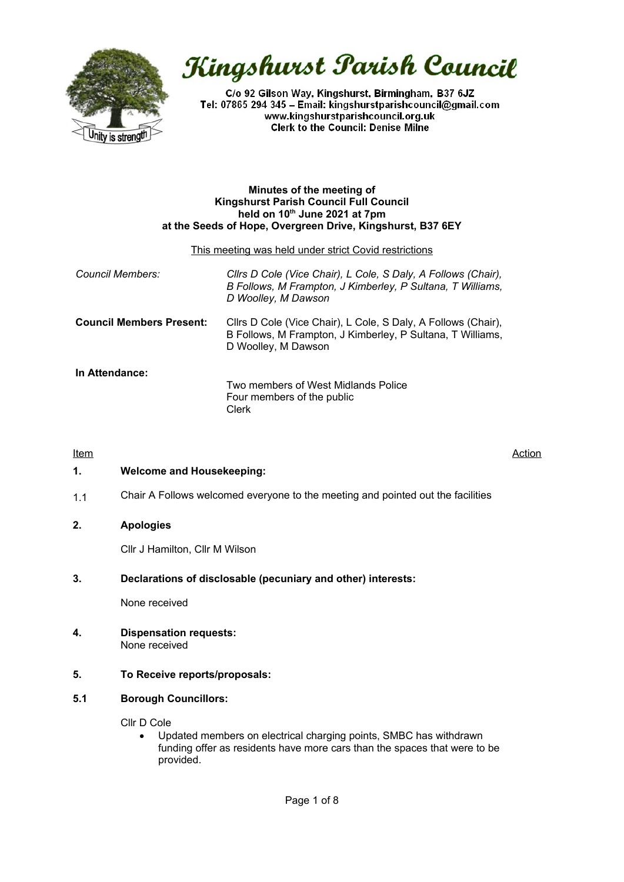# Kingshurst Parish Council

C/o 92 Gilson Way, Kingshurst, Birmingham, B37 6JZ
Tel: 07865 294 345 – Email: kingshurstparishcouncil@gmail.com
www.kingshurstparishcouncil.org.uk
Clerk to the Council: Denise Milne

**Minutes of the meeting of**
**Kingshurst Parish Council Full Council**
**held on 10th June 2021 at 7pm**
**at the Seeds of Hope, Overgreen Drive, Kingshurst, B37 6EY**

<u>This meeting was held under strict Covid restrictions</u>

| | |
|---|---|
| *Council Members:* | *Cllrs D Cole (Vice Chair), L Cole, S Daly, A Follows (Chair), B Follows, M Frampton, J Kimberley, P Sultana, T Williams, D Woolley, M Dawson* |
| **Council Members Present:** | Cllrs D Cole (Vice Chair), L Cole, S Daly, A Follows (Chair), B Follows, M Frampton, J Kimberley, P Sultana, T Williams, D Woolley, M Dawson |
| **In Attendance:** | Two members of West Midlands Police<br>Four members of the public<br>Clerk |

<u>Item</u> <u>Action</u>

**1. Welcome and Housekeeping:**

1.1 Chair A Follows welcomed everyone to the meeting and pointed out the facilities

**2. Apologies**

Cllr J Hamilton, Cllr M Wilson

**3. Declarations of disclosable (pecuniary and other) interests:**

None received

**4. Dispensation requests:**
None received

**5. To Receive reports/proposals:**

**5.1 Borough Councillors:**

Cllr D Cole

- Updated members on electrical charging points, SMBC has withdrawn funding offer as residents have more cars than the spaces that were to be provided.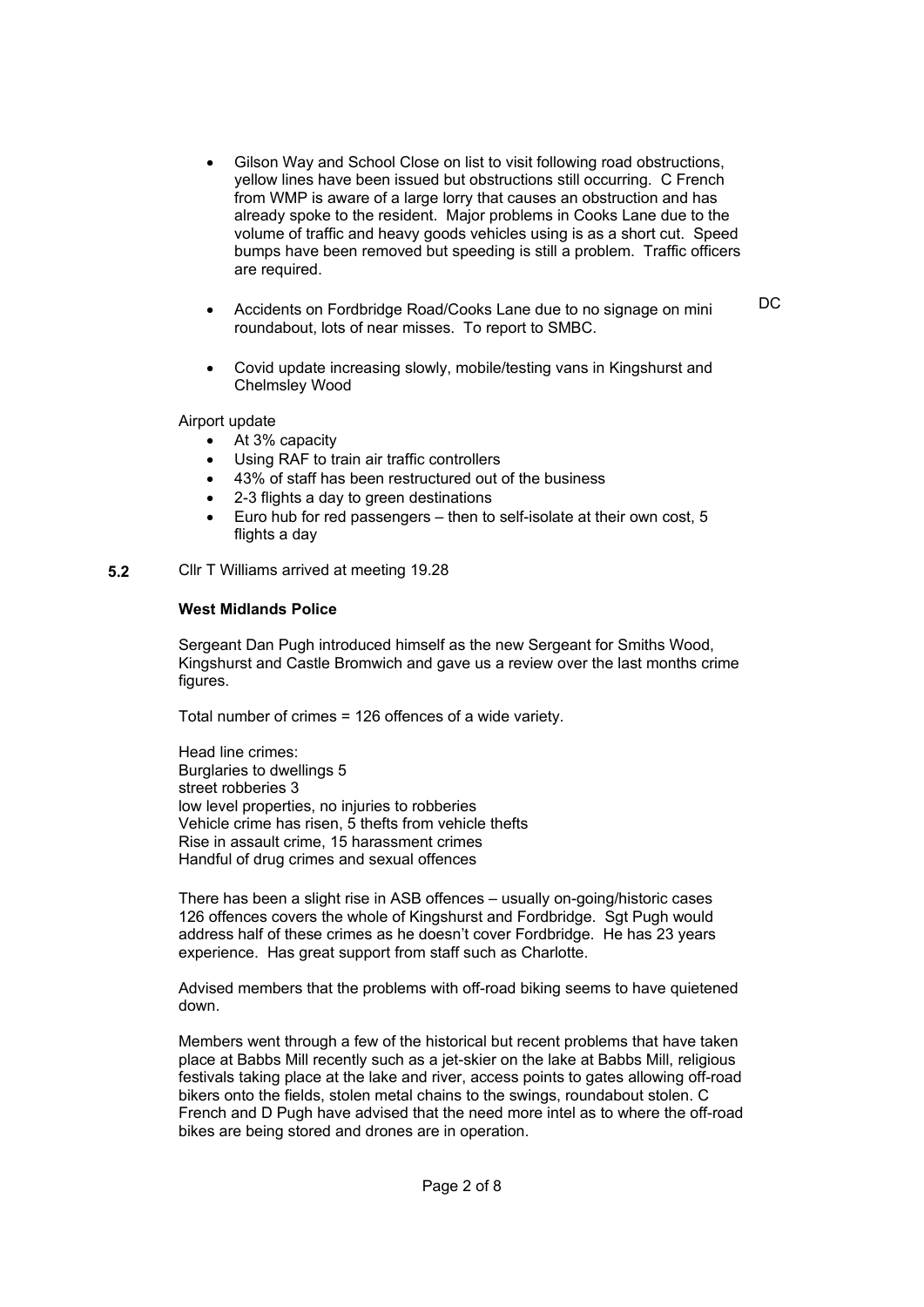- Gilson Way and School Close on list to visit following road obstructions, yellow lines have been issued but obstructions still occurring. C French from WMP is aware of a large lorry that causes an obstruction and has already spoke to the resident. Major problems in Cooks Lane due to the volume of traffic and heavy goods vehicles using is as a short cut. Speed bumps have been removed but speeding is still a problem. Traffic officers are required.

- Accidents on Fordbridge Road/Cooks Lane due to no signage on mini roundabout, lots of near misses. To report to SMBC. DC

- Covid update increasing slowly, mobile/testing vans in Kingshurst and Chelmsley Wood

Airport update

- At 3% capacity
- Using RAF to train air traffic controllers
- 43% of staff has been restructured out of the business
- 2-3 flights a day to green destinations
- Euro hub for red passengers – then to self-isolate at their own cost, 5 flights a day

**5.2** Cllr T Williams arrived at meeting 19.28

**West Midlands Police**

Sergeant Dan Pugh introduced himself as the new Sergeant for Smiths Wood, Kingshurst and Castle Bromwich and gave us a review over the last months crime figures.

Total number of crimes = 126 offences of a wide variety.

Head line crimes:
Burglaries to dwellings 5
street robberies 3
low level properties, no injuries to robberies
Vehicle crime has risen, 5 thefts from vehicle thefts
Rise in assault crime, 15 harassment crimes
Handful of drug crimes and sexual offences

There has been a slight rise in ASB offences – usually on-going/historic cases 126 offences covers the whole of Kingshurst and Fordbridge. Sgt Pugh would address half of these crimes as he doesn't cover Fordbridge. He has 23 years experience. Has great support from staff such as Charlotte.

Advised members that the problems with off-road biking seems to have quietened down.

Members went through a few of the historical but recent problems that have taken place at Babbs Mill recently such as a jet-skier on the lake at Babbs Mill, religious festivals taking place at the lake and river, access points to gates allowing off-road bikers onto the fields, stolen metal chains to the swings, roundabout stolen. C French and D Pugh have advised that the need more intel as to where the off-road bikes are being stored and drones are in operation.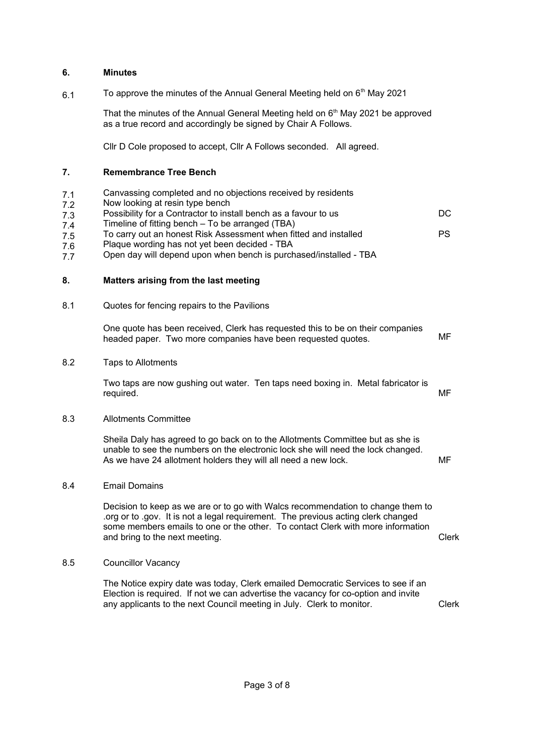## 6. Minutes

6.1 To approve the minutes of the Annual General Meeting held on 6th May 2021

That the minutes of the Annual General Meeting held on 6th May 2021 be approved as a true record and accordingly be signed by Chair A Follows.

Cllr D Cole proposed to accept, Cllr A Follows seconded. All agreed.

## 7. Remembrance Tree Bench

| | | |
|---|---|---|
| 7.1 | Canvassing completed and no objections received by residents | |
| 7.2 | Now looking at resin type bench | |
| 7.3 | Possibility for a Contractor to install bench as a favour to us | DC |
| 7.4 | Timeline of fitting bench – To be arranged (TBA) | |
| 7.5 | To carry out an honest Risk Assessment when fitted and installed | PS |
| 7.6 | Plaque wording has not yet been decided - TBA | |
| 7.7 | Open day will depend upon when bench is purchased/installed - TBA | |

## 8. Matters arising from the last meeting

8.1 Quotes for fencing repairs to the Pavilions

One quote has been received, Clerk has requested this to be on their companies headed paper. Two more companies have been requested quotes. **MF**

8.2 Taps to Allotments

Two taps are now gushing out water. Ten taps need boxing in. Metal fabricator is required. **MF**

8.3 Allotments Committee

Sheila Daly has agreed to go back on to the Allotments Committee but as she is unable to see the numbers on the electronic lock she will need the lock changed. As we have 24 allotment holders they will all need a new lock. **MF**

8.4 Email Domains

Decision to keep as we are or to go with Walcs recommendation to change them to .org or to .gov. It is not a legal requirement. The previous acting clerk changed some members emails to one or the other. To contact Clerk with more information and bring to the next meeting. **Clerk**

8.5 Councillor Vacancy

The Notice expiry date was today, Clerk emailed Democratic Services to see if an Election is required. If not we can advertise the vacancy for co-option and invite any applicants to the next Council meeting in July. Clerk to monitor. **Clerk**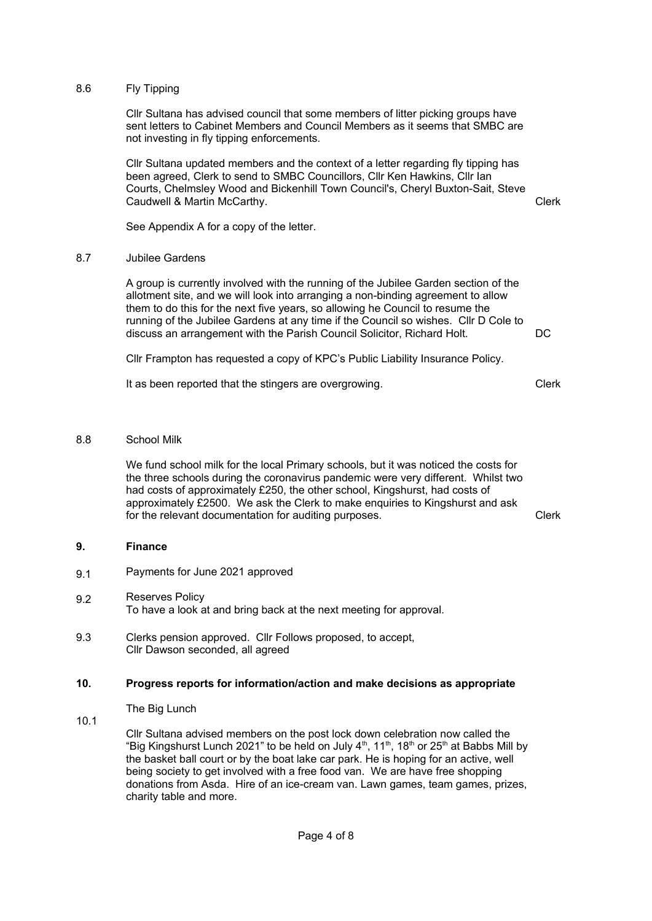8.6 Fly Tipping

Cllr Sultana has advised council that some members of litter picking groups have sent letters to Cabinet Members and Council Members as it seems that SMBC are not investing in fly tipping enforcements.

Cllr Sultana updated members and the context of a letter regarding fly tipping has been agreed, Clerk to send to SMBC Councillors, Cllr Ken Hawkins, Cllr Ian Courts, Chelmsley Wood and Bickenhill Town Council's, Cheryl Buxton-Sait, Steve Caudwell & Martin McCarthy. **Clerk**

See Appendix A for a copy of the letter.

8.7 Jubilee Gardens

A group is currently involved with the running of the Jubilee Garden section of the allotment site, and we will look into arranging a non-binding agreement to allow them to do this for the next five years, so allowing he Council to resume the running of the Jubilee Gardens at any time if the Council so wishes. Cllr D Cole to discuss an arrangement with the Parish Council Solicitor, Richard Holt. **DC**

Cllr Frampton has requested a copy of KPC's Public Liability Insurance Policy.

It as been reported that the stingers are overgrowing. **Clerk**

8.8 School Milk

We fund school milk for the local Primary schools, but it was noticed the costs for the three schools during the coronavirus pandemic were very different. Whilst two had costs of approximately £250, the other school, Kingshurst, had costs of approximately £2500. We ask the Clerk to make enquiries to Kingshurst and ask for the relevant documentation for auditing purposes. **Clerk**

## 9. Finance

9.1 Payments for June 2021 approved

9.2 Reserves Policy
To have a look at and bring back at the next meeting for approval.

9.3 Clerks pension approved. Cllr Follows proposed, to accept, Cllr Dawson seconded, all agreed

## 10. Progress reports for information/action and make decisions as appropriate

10.1 The Big Lunch

Cllr Sultana advised members on the post lock down celebration now called the "Big Kingshurst Lunch 2021" to be held on July 4th, 11th, 18th or 25th at Babbs Mill by the basket ball court or by the boat lake car park. He is hoping for an active, well being society to get involved with a free food van. We are have free shopping donations from Asda. Hire of an ice-cream van. Lawn games, team games, prizes, charity table and more.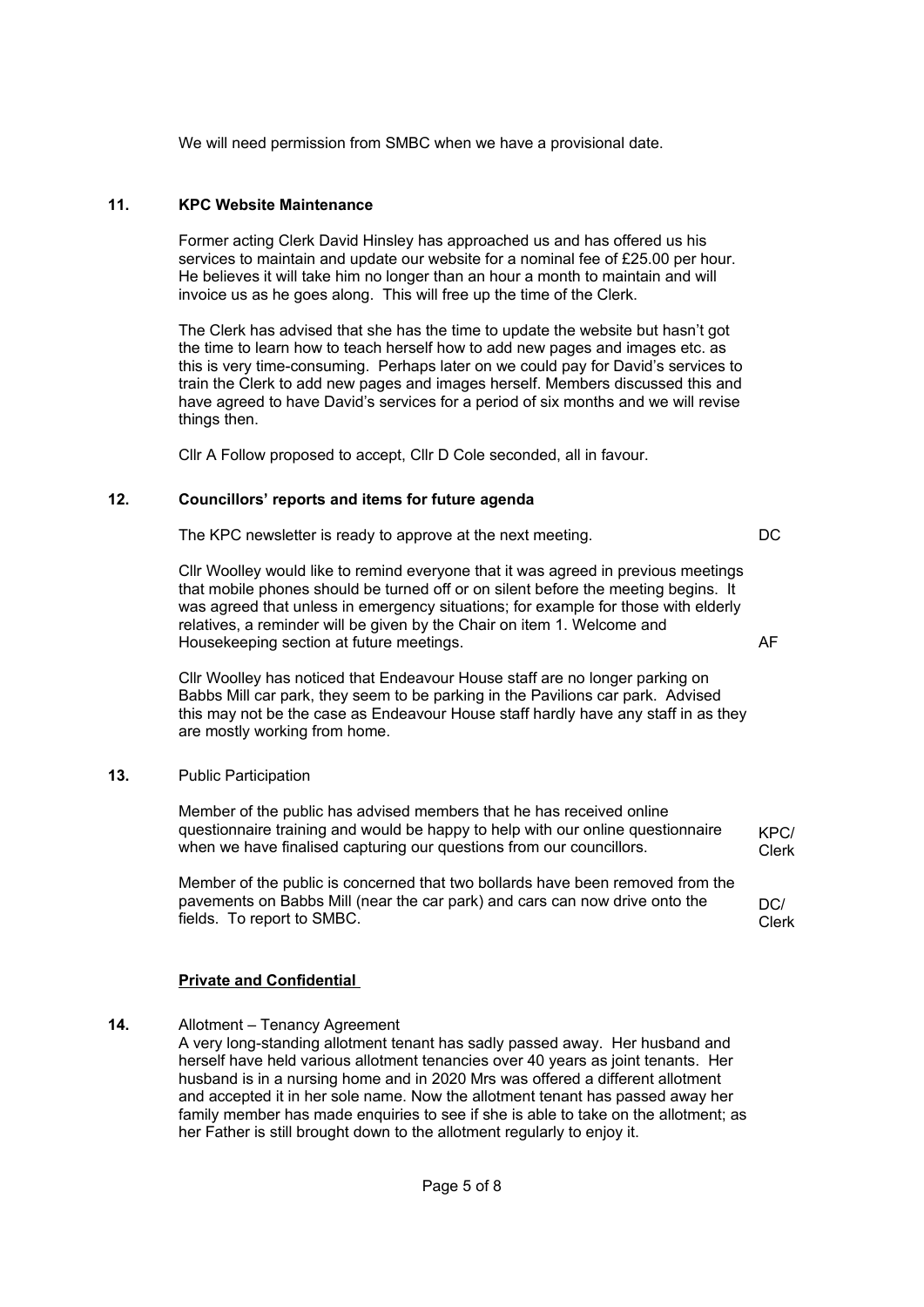We will need permission from SMBC when we have a provisional date.

## 11. KPC Website Maintenance

Former acting Clerk David Hinsley has approached us and has offered us his services to maintain and update our website for a nominal fee of £25.00 per hour. He believes it will take him no longer than an hour a month to maintain and will invoice us as he goes along. This will free up the time of the Clerk.

The Clerk has advised that she has the time to update the website but hasn't got the time to learn how to teach herself how to add new pages and images etc. as this is very time-consuming. Perhaps later on we could pay for David's services to train the Clerk to add new pages and images herself. Members discussed this and have agreed to have David's services for a period of six months and we will revise things then.

Cllr A Follow proposed to accept, Cllr D Cole seconded, all in favour.

## 12. Councillors' reports and items for future agenda

The KPC newsletter is ready to approve at the next meeting. — DC

Cllr Woolley would like to remind everyone that it was agreed in previous meetings that mobile phones should be turned off or on silent before the meeting begins. It was agreed that unless in emergency situations; for example for those with elderly relatives, a reminder will be given by the Chair on item 1. Welcome and Housekeeping section at future meetings. — AF

Cllr Woolley has noticed that Endeavour House staff are no longer parking on Babbs Mill car park, they seem to be parking in the Pavilions car park. Advised this may not be the case as Endeavour House staff hardly have any staff in as they are mostly working from home.

## 13. Public Participation

Member of the public has advised members that he has received online questionnaire training and would be happy to help with our online questionnaire when we have finalised capturing our questions from our councillors. — KPC/ Clerk

Member of the public is concerned that two bollards have been removed from the pavements on Babbs Mill (near the car park) and cars can now drive onto the fields. To report to SMBC. — DC/ Clerk

**Private and Confidential**

## 14. Allotment – Tenancy Agreement

A very long-standing allotment tenant has sadly passed away. Her husband and herself have held various allotment tenancies over 40 years as joint tenants. Her husband is in a nursing home and in 2020 Mrs was offered a different allotment and accepted it in her sole name. Now the allotment tenant has passed away her family member has made enquiries to see if she is able to take on the allotment; as her Father is still brought down to the allotment regularly to enjoy it.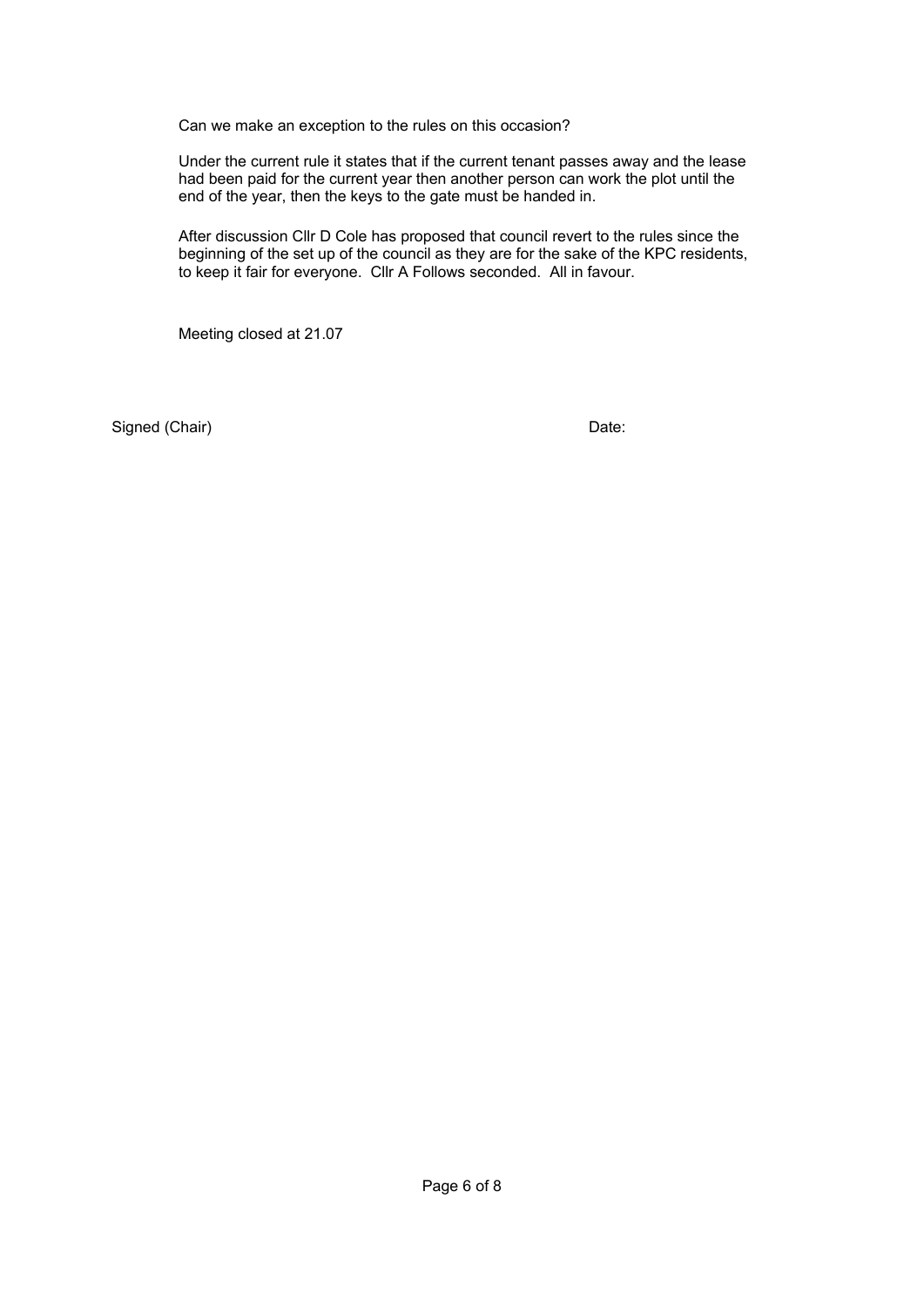Can we make an exception to the rules on this occasion?

Under the current rule it states that if the current tenant passes away and the lease had been paid for the current year then another person can work the plot until the end of the year, then the keys to the gate must be handed in.

After discussion Cllr D Cole has proposed that council revert to the rules since the beginning of the set up of the council as they are for the sake of the KPC residents, to keep it fair for everyone. Cllr A Follows seconded. All in favour.

Meeting closed at 21.07

Signed (Chair) Date: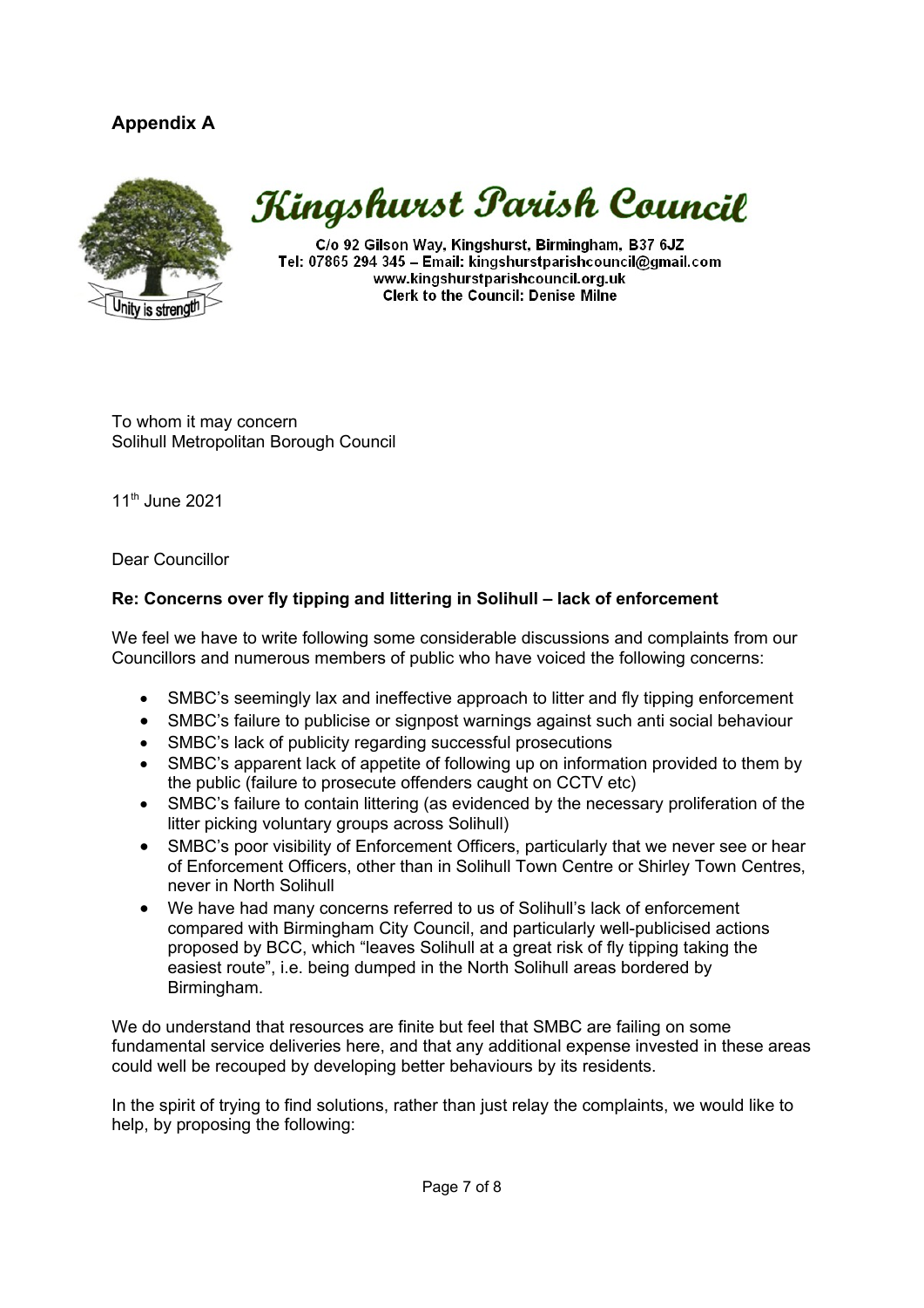**Appendix A**

# Kingshurst Parish Council

C/o 92 Gilson Way, Kingshurst, Birmingham, B37 6JZ
Tel: 07865 294 345 – Email: kingshurstparishcouncil@gmail.com
www.kingshurstparishcouncil.org.uk
Clerk to the Council: Denise Milne

To whom it may concern
Solihull Metropolitan Borough Council

11th June 2021

Dear Councillor

**Re: Concerns over fly tipping and littering in Solihull – lack of enforcement**

We feel we have to write following some considerable discussions and complaints from our Councillors and numerous members of public who have voiced the following concerns:

- SMBC's seemingly lax and ineffective approach to litter and fly tipping enforcement
- SMBC's failure to publicise or signpost warnings against such anti social behaviour
- SMBC's lack of publicity regarding successful prosecutions
- SMBC's apparent lack of appetite of following up on information provided to them by the public (failure to prosecute offenders caught on CCTV etc)
- SMBC's failure to contain littering (as evidenced by the necessary proliferation of the litter picking voluntary groups across Solihull)
- SMBC's poor visibility of Enforcement Officers, particularly that we never see or hear of Enforcement Officers, other than in Solihull Town Centre or Shirley Town Centres, never in North Solihull
- We have had many concerns referred to us of Solihull's lack of enforcement compared with Birmingham City Council, and particularly well-publicised actions proposed by BCC, which "leaves Solihull at a great risk of fly tipping taking the easiest route", i.e. being dumped in the North Solihull areas bordered by Birmingham.

We do understand that resources are finite but feel that SMBC are failing on some fundamental service deliveries here, and that any additional expense invested in these areas could well be recouped by developing better behaviours by its residents.

In the spirit of trying to find solutions, rather than just relay the complaints, we would like to help, by proposing the following: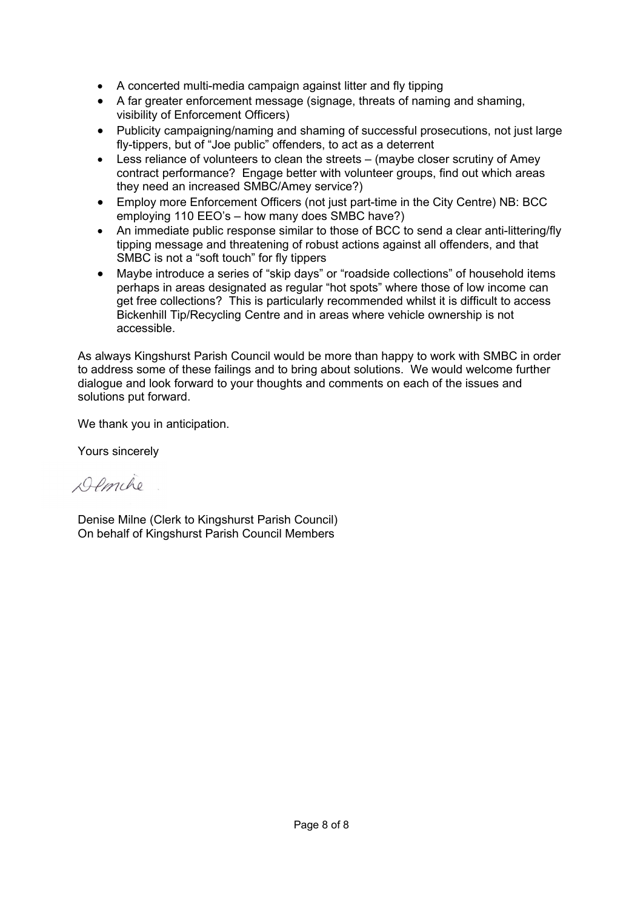- A concerted multi-media campaign against litter and fly tipping
- A far greater enforcement message (signage, threats of naming and shaming, visibility of Enforcement Officers)
- Publicity campaigning/naming and shaming of successful prosecutions, not just large fly-tippers, but of "Joe public" offenders, to act as a deterrent
- Less reliance of volunteers to clean the streets – (maybe closer scrutiny of Amey contract performance? Engage better with volunteer groups, find out which areas they need an increased SMBC/Amey service?)
- Employ more Enforcement Officers (not just part-time in the City Centre) NB: BCC employing 110 EEO's – how many does SMBC have?)
- An immediate public response similar to those of BCC to send a clear anti-littering/fly tipping message and threatening of robust actions against all offenders, and that SMBC is not a "soft touch" for fly tippers
- Maybe introduce a series of "skip days" or "roadside collections" of household items perhaps in areas designated as regular "hot spots" where those of low income can get free collections? This is particularly recommended whilst it is difficult to access Bickenhill Tip/Recycling Centre and in areas where vehicle ownership is not accessible.

As always Kingshurst Parish Council would be more than happy to work with SMBC in order to address some of these failings and to bring about solutions. We would welcome further dialogue and look forward to your thoughts and comments on each of the issues and solutions put forward.

We thank you in anticipation.

Yours sincerely

Denise Milne (Clerk to Kingshurst Parish Council)
On behalf of Kingshurst Parish Council Members